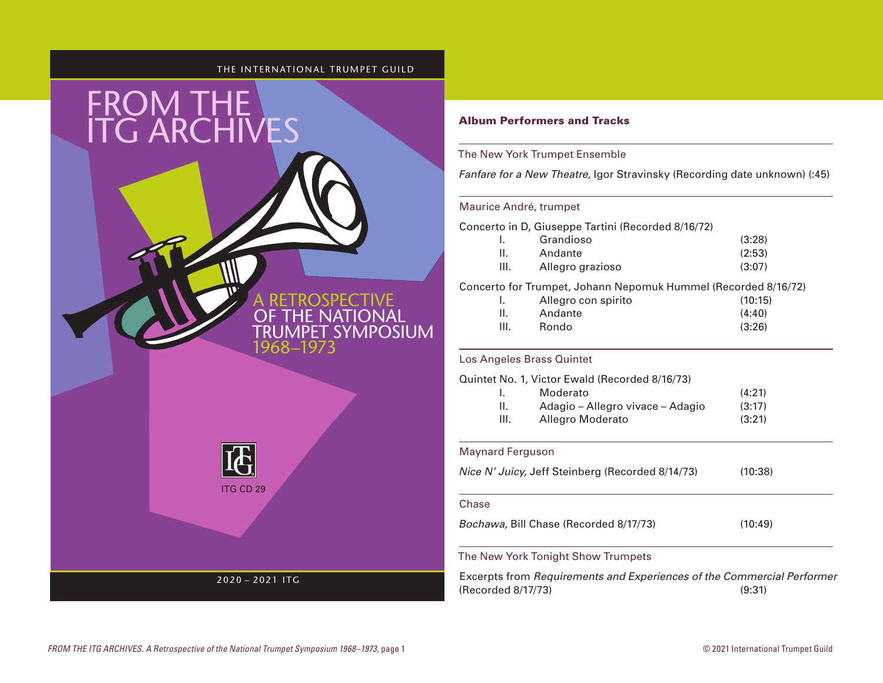THE INTERNATIONAL TRUMPET GUILD

# FROM THE ITG ARCHIVES

## A RETROSPECTIVE OF THE NATIONAL TRUMPET SYMPOSIUM 1968–1973

ITG CD 29

2020 – 2021 ITG

### Album Performers and Tracks

**The New York Trumpet Ensemble**

*Fanfare for a New Theatre,* Igor Stravinsky (Recording date unknown) (:45)

**Maurice André, trumpet**

Concerto in D, Giuseppe Tartini (Recorded 8/16/72)

| | | |
|---|---|---|
| I. | Grandioso | (3:28) |
| II. | Andante | (2:53) |
| III. | Allegro grazioso | (3:07) |

Concerto for Trumpet, Johann Nepomuk Hummel (Recorded 8/16/72)

| | | |
|---|---|---|
| I. | Allegro con spirito | (10:15) |
| II. | Andante | (4:40) |
| III. | Rondo | (3:26) |

**Los Angeles Brass Quintet**

Quintet No. 1, Victor Ewald (Recorded 8/16/73)

| | | |
|---|---|---|
| I. | Moderato | (4:21) |
| II. | Adagio – Allegro vivace – Adagio | (3:17) |
| III. | Allegro Moderato | (3:21) |

**Maynard Ferguson**

*Nice N' Juicy,* Jeff Steinberg (Recorded 8/14/73) (10:38)

**Chase**

*Bochawa,* Bill Chase (Recorded 8/17/73) (10:49)

**The New York Tonight Show Trumpets**

Excerpts from *Requirements and Experiences of the Commercial Performer* (Recorded 8/17/73) (9:31)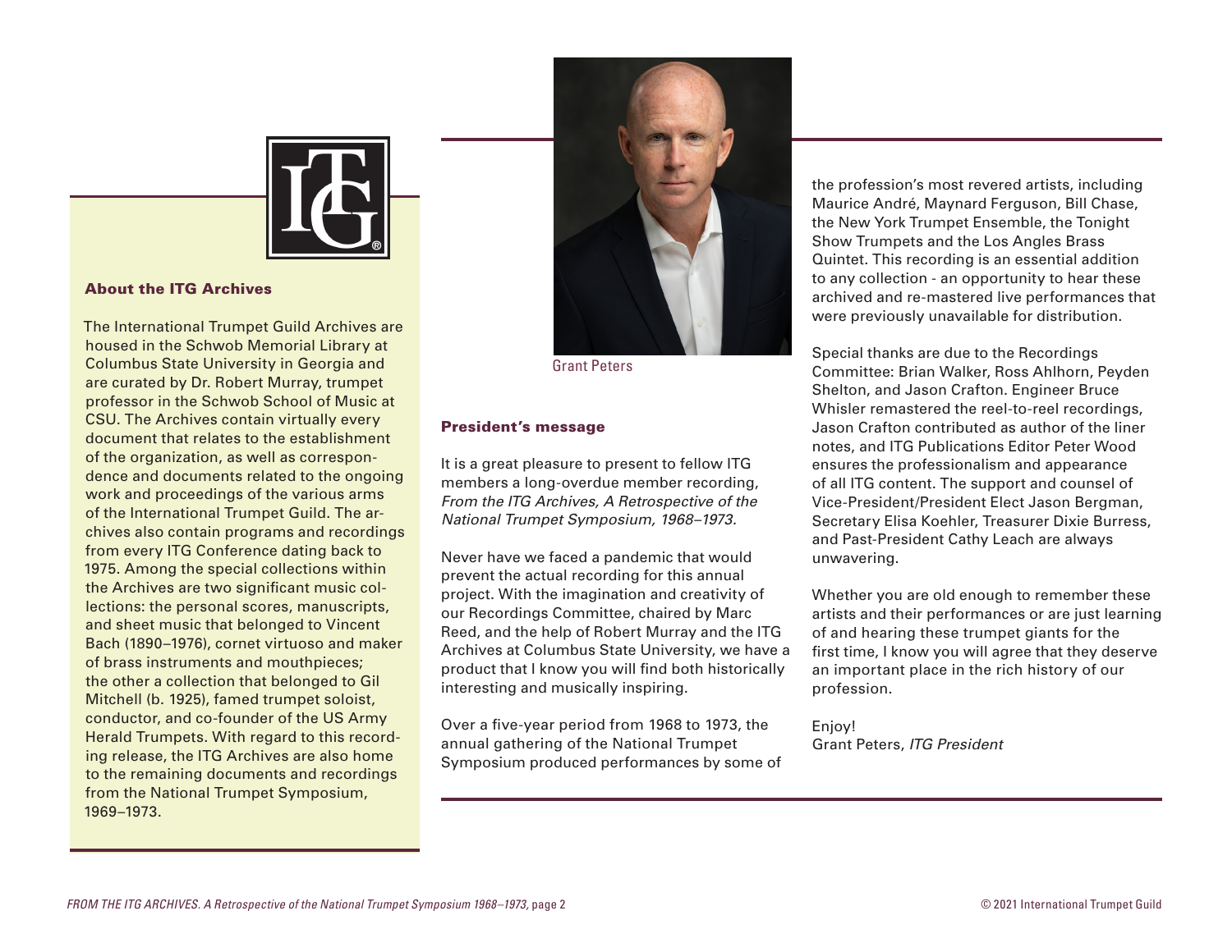## About the ITG Archives

The International Trumpet Guild Archives are housed in the Schwob Memorial Library at Columbus State University in Georgia and are curated by Dr. Robert Murray, trumpet professor in the Schwob School of Music at CSU. The Archives contain virtually every document that relates to the establishment of the organization, as well as correspondence and documents related to the ongoing work and proceedings of the various arms of the International Trumpet Guild. The archives also contain programs and recordings from every ITG Conference dating back to 1975. Among the special collections within the Archives are two significant music collections: the personal scores, manuscripts, and sheet music that belonged to Vincent Bach (1890–1976), cornet virtuoso and maker of brass instruments and mouthpieces; the other a collection that belonged to Gil Mitchell (b. 1925), famed trumpet soloist, conductor, and co-founder of the US Army Herald Trumpets. With regard to this recording release, the ITG Archives are also home to the remaining documents and recordings from the National Trumpet Symposium, 1969–1973.

Grant Peters

## President's message

It is a great pleasure to present to fellow ITG members a long-overdue member recording, *From the ITG Archives, A Retrospective of the National Trumpet Symposium, 1968–1973.*

Never have we faced a pandemic that would prevent the actual recording for this annual project. With the imagination and creativity of our Recordings Committee, chaired by Marc Reed, and the help of Robert Murray and the ITG Archives at Columbus State University, we have a product that I know you will find both historically interesting and musically inspiring.

Over a five-year period from 1968 to 1973, the annual gathering of the National Trumpet Symposium produced performances by some of the profession's most revered artists, including Maurice André, Maynard Ferguson, Bill Chase, the New York Trumpet Ensemble, the Tonight Show Trumpets and the Los Angles Brass Quintet. This recording is an essential addition to any collection - an opportunity to hear these archived and re-mastered live performances that were previously unavailable for distribution.

Special thanks are due to the Recordings Committee: Brian Walker, Ross Ahlhorn, Peyden Shelton, and Jason Crafton. Engineer Bruce Whisler remastered the reel-to-reel recordings, Jason Crafton contributed as author of the liner notes, and ITG Publications Editor Peter Wood ensures the professionalism and appearance of all ITG content. The support and counsel of Vice-President/President Elect Jason Bergman, Secretary Elisa Koehler, Treasurer Dixie Burress, and Past-President Cathy Leach are always unwavering.

Whether you are old enough to remember these artists and their performances or are just learning of and hearing these trumpet giants for the first time, I know you will agree that they deserve an important place in the rich history of our profession.

Enjoy!  
Grant Peters, *ITG President*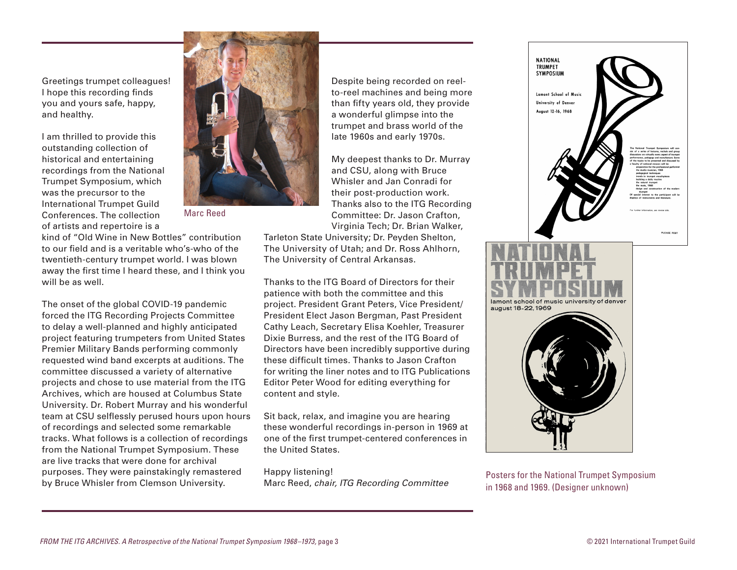Greetings trumpet colleagues! I hope this recording finds you and yours safe, happy, and healthy.

I am thrilled to provide this outstanding collection of historical and entertaining recordings from the National Trumpet Symposium, which was the precursor to the International Trumpet Guild Conferences. The collection of artists and repertoire is a kind of "Old Wine in New Bottles" contribution to our field and is a veritable who's-who of the twentieth-century trumpet world. I was blown away the first time I heard these, and I think you will be as well.

Marc Reed

The onset of the global COVID-19 pandemic forced the ITG Recording Projects Committee to delay a well-planned and highly anticipated project featuring trumpeters from United States Premier Military Bands performing commonly requested wind band excerpts at auditions. The committee discussed a variety of alternative projects and chose to use material from the ITG Archives, which are housed at Columbus State University. Dr. Robert Murray and his wonderful team at CSU selflessly perused hours upon hours of recordings and selected some remarkable tracks. What follows is a collection of recordings from the National Trumpet Symposium. These are live tracks that were done for archival purposes. They were painstakingly remastered by Bruce Whisler from Clemson University.

Despite being recorded on reel-to-reel machines and being more than fifty years old, they provide a wonderful glimpse into the trumpet and brass world of the late 1960s and early 1970s.

My deepest thanks to Dr. Murray and CSU, along with Bruce Whisler and Jan Conradi for their post-production work. Thanks also to the ITG Recording Committee: Dr. Jason Crafton, Virginia Tech; Dr. Brian Walker, Tarleton State University; Dr. Peyden Shelton, The University of Utah; and Dr. Ross Ahlhorn, The University of Central Arkansas.

Thanks to the ITG Board of Directors for their patience with both the committee and this project. President Grant Peters, Vice President/President Elect Jason Bergman, Past President Cathy Leach, Secretary Elisa Koehler, Treasurer Dixie Burress, and the rest of the ITG Board of Directors have been incredibly supportive during these difficult times. Thanks to Jason Crafton for writing the liner notes and to ITG Publications Editor Peter Wood for editing everything for content and style.

Sit back, relax, and imagine you are hearing these wonderful recordings in-person in 1969 at one of the first trumpet-centered conferences in the United States.

Happy listening!
Marc Reed, *chair, ITG Recording Committee*

Posters for the National Trumpet Symposium in 1968 and 1969. (Designer unknown)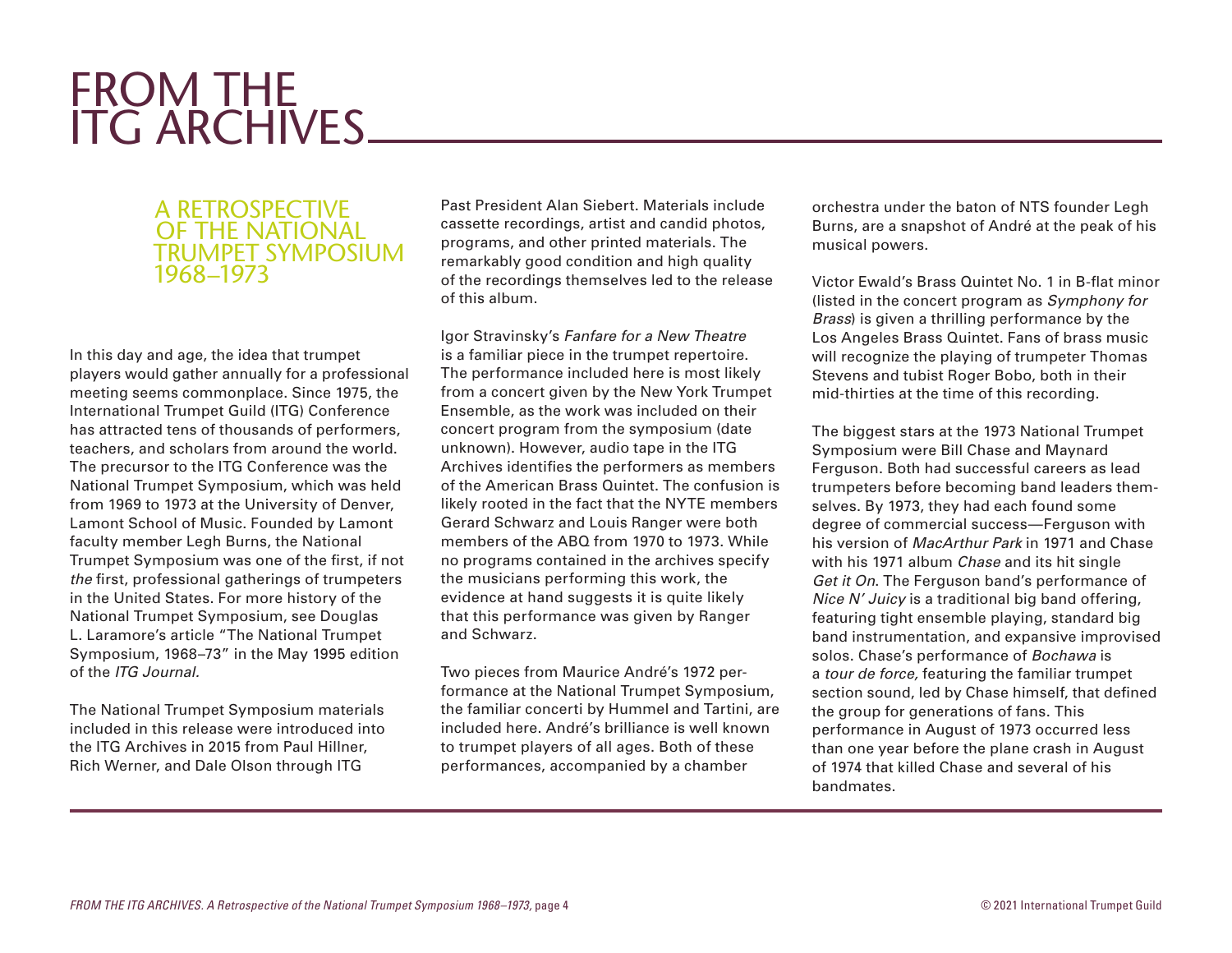# FROM THE ITG ARCHIVES

## A RETROSPECTIVE OF THE NATIONAL TRUMPET SYMPOSIUM 1968–1973

In this day and age, the idea that trumpet players would gather annually for a professional meeting seems commonplace. Since 1975, the International Trumpet Guild (ITG) Conference has attracted tens of thousands of performers, teachers, and scholars from around the world. The precursor to the ITG Conference was the National Trumpet Symposium, which was held from 1969 to 1973 at the University of Denver, Lamont School of Music. Founded by Lamont faculty member Legh Burns, the National Trumpet Symposium was one of the first, if not *the* first, professional gatherings of trumpeters in the United States. For more history of the National Trumpet Symposium, see Douglas L. Laramore's article "The National Trumpet Symposium, 1968–73" in the May 1995 edition of the *ITG Journal.*

The National Trumpet Symposium materials included in this release were introduced into the ITG Archives in 2015 from Paul Hillner, Rich Werner, and Dale Olson through ITG Past President Alan Siebert. Materials include cassette recordings, artist and candid photos, programs, and other printed materials. The remarkably good condition and high quality of the recordings themselves led to the release of this album.

Igor Stravinsky's *Fanfare for a New Theatre* is a familiar piece in the trumpet repertoire. The performance included here is most likely from a concert given by the New York Trumpet Ensemble, as the work was included on their concert program from the symposium (date unknown). However, audio tape in the ITG Archives identifies the performers as members of the American Brass Quintet. The confusion is likely rooted in the fact that the NYTE members Gerard Schwarz and Louis Ranger were both members of the ABQ from 1970 to 1973. While no programs contained in the archives specify the musicians performing this work, the evidence at hand suggests it is quite likely that this performance was given by Ranger and Schwarz.

Two pieces from Maurice André's 1972 performance at the National Trumpet Symposium, the familiar concerti by Hummel and Tartini, are included here. André's brilliance is well known to trumpet players of all ages. Both of these performances, accompanied by a chamber orchestra under the baton of NTS founder Legh Burns, are a snapshot of André at the peak of his musical powers.

Victor Ewald's Brass Quintet No. 1 in B-flat minor (listed in the concert program as *Symphony for Brass*) is given a thrilling performance by the Los Angeles Brass Quintet. Fans of brass music will recognize the playing of trumpeter Thomas Stevens and tubist Roger Bobo, both in their mid-thirties at the time of this recording.

The biggest stars at the 1973 National Trumpet Symposium were Bill Chase and Maynard Ferguson. Both had successful careers as lead trumpeters before becoming band leaders themselves. By 1973, they had each found some degree of commercial success—Ferguson with his version of *MacArthur Park* in 1971 and Chase with his 1971 album *Chase* and its hit single *Get it On*. The Ferguson band's performance of *Nice N' Juicy* is a traditional big band offering, featuring tight ensemble playing, standard big band instrumentation, and expansive improvised solos. Chase's performance of *Bochawa* is a *tour de force,* featuring the familiar trumpet section sound, led by Chase himself, that defined the group for generations of fans. This performance in August of 1973 occurred less than one year before the plane crash in August of 1974 that killed Chase and several of his bandmates.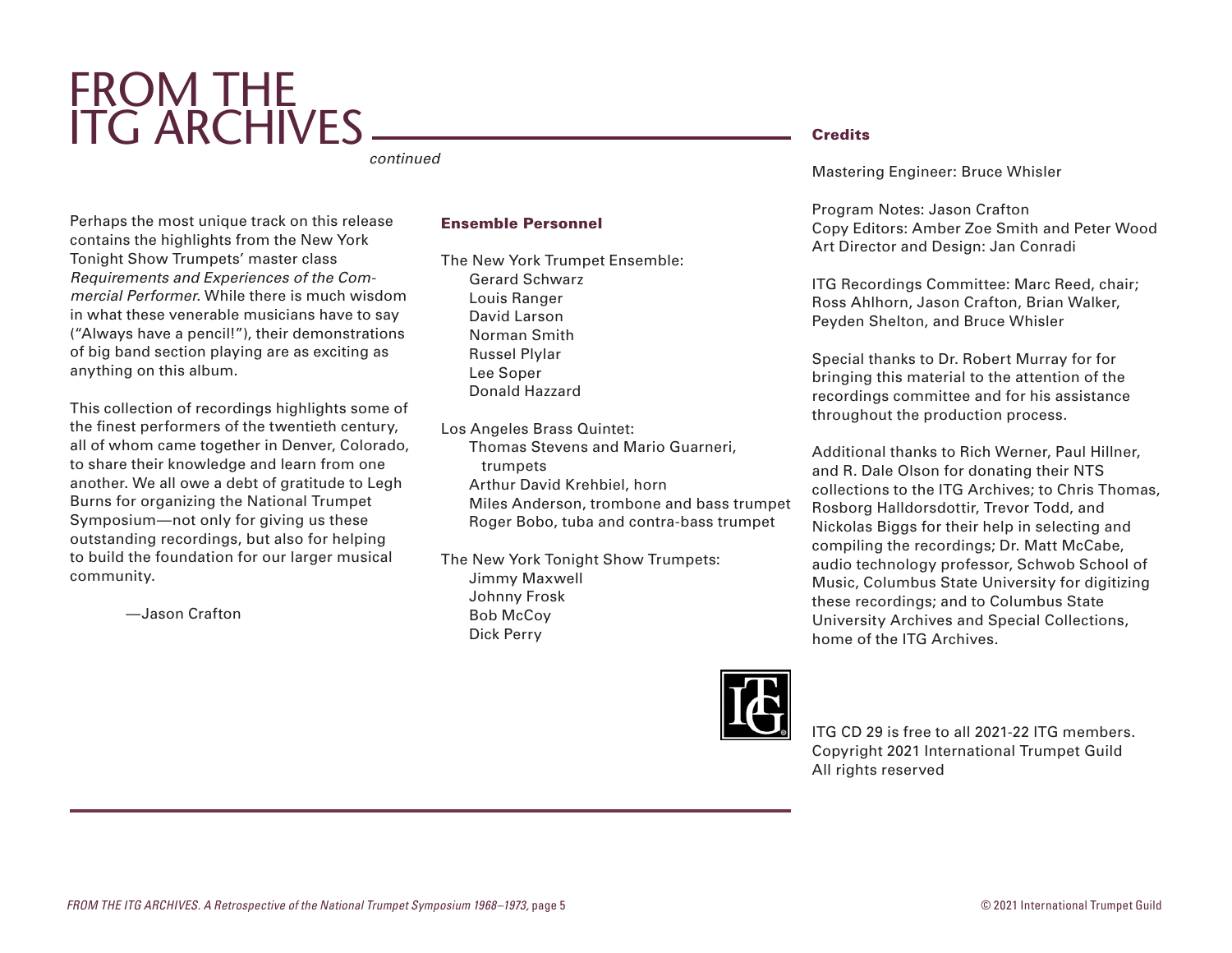# FROM THE ITG ARCHIVES

*continued*

Perhaps the most unique track on this release contains the highlights from the New York Tonight Show Trumpets' master class *Requirements and Experiences of the Commercial Performer.* While there is much wisdom in what these venerable musicians have to say ("Always have a pencil!"), their demonstrations of big band section playing are as exciting as anything on this album.

This collection of recordings highlights some of the finest performers of the twentieth century, all of whom came together in Denver, Colorado, to share their knowledge and learn from one another. We all owe a debt of gratitude to Legh Burns for organizing the National Trumpet Symposium—not only for giving us these outstanding recordings, but also for helping to build the foundation for our larger musical community.

—Jason Crafton

## Ensemble Personnel

The New York Trumpet Ensemble:
- Gerard Schwarz
- Louis Ranger
- David Larson
- Norman Smith
- Russel Plylar
- Lee Soper
- Donald Hazzard

Los Angeles Brass Quintet:
- Thomas Stevens and Mario Guarneri, trumpets
- Arthur David Krehbiel, horn
- Miles Anderson, trombone and bass trumpet
- Roger Bobo, tuba and contra-bass trumpet

The New York Tonight Show Trumpets:
- Jimmy Maxwell
- Johnny Frosk
- Bob McCoy
- Dick Perry

## Credits

Mastering Engineer: Bruce Whisler

Program Notes: Jason Crafton
Copy Editors: Amber Zoe Smith and Peter Wood
Art Director and Design: Jan Conradi

ITG Recordings Committee: Marc Reed, chair; Ross Ahlhorn, Jason Crafton, Brian Walker, Peyden Shelton, and Bruce Whisler

Special thanks to Dr. Robert Murray for for bringing this material to the attention of the recordings committee and for his assistance throughout the production process.

Additional thanks to Rich Werner, Paul Hillner, and R. Dale Olson for donating their NTS collections to the ITG Archives; to Chris Thomas, Rosborg Halldorsdottir, Trevor Todd, and Nickolas Biggs for their help in selecting and compiling the recordings; Dr. Matt McCabe, audio technology professor, Schwob School of Music, Columbus State University for digitizing these recordings; and to Columbus State University Archives and Special Collections, home of the ITG Archives.

ITG CD 29 is free to all 2021-22 ITG members.
Copyright 2021 International Trumpet Guild
All rights reserved